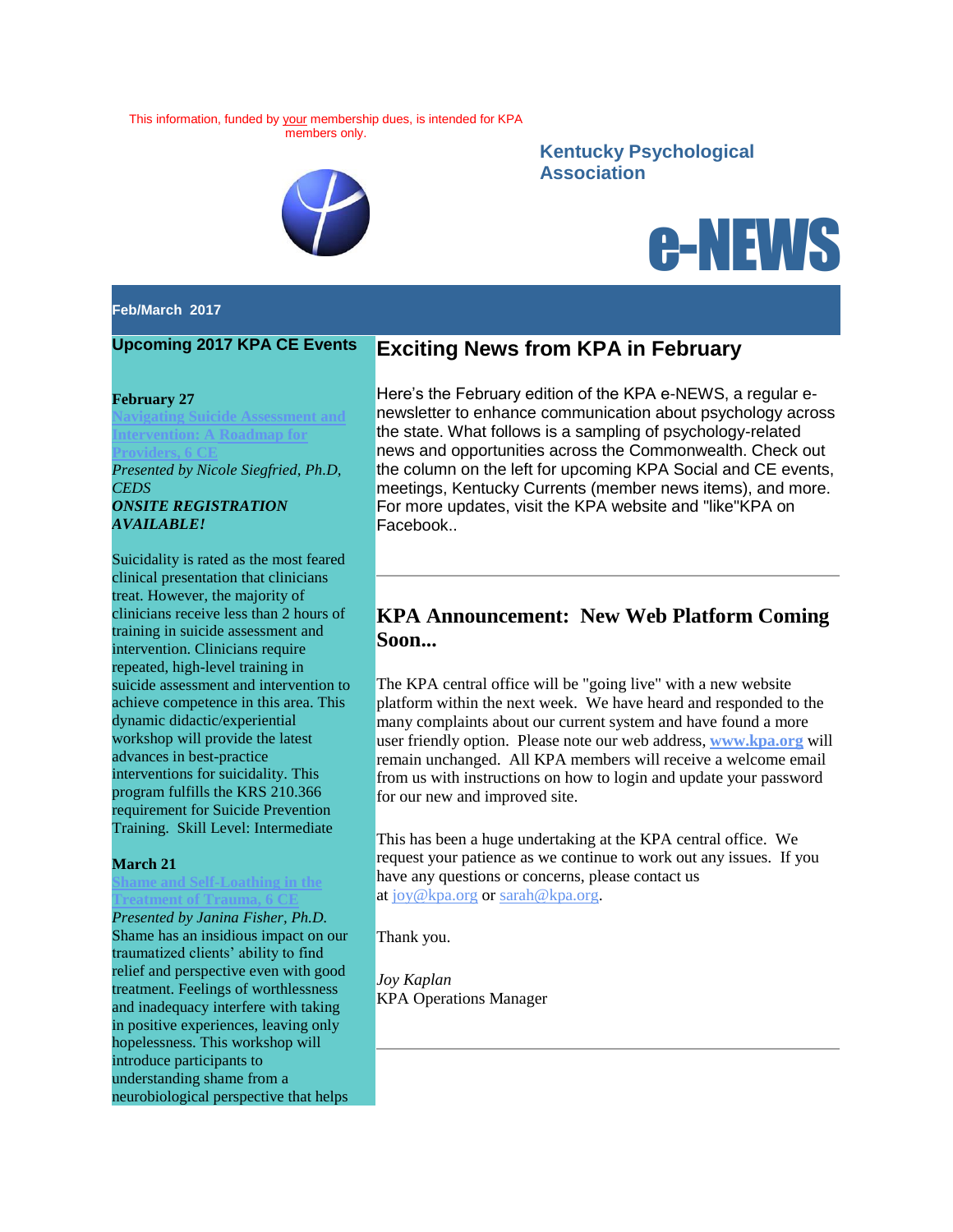This information, funded by your membership dues, is intended for KPA members only.

**Kentucky Psychological Association**

# e-NEWS

**Feb/March 2017**

## Upcoming 2017 KPA CE Events

**February 27**
Navigating Suicide Assessment and Intervention: A Roadmap for Providers, 6 CE
*Presented by Nicole Siegfried, Ph.D, CEDS*
***ONSITE REGISTRATION AVAILABLE!***

Suicidality is rated as the most feared clinical presentation that clinicians treat. However, the majority of clinicians receive less than 2 hours of training in suicide assessment and intervention. Clinicians require repeated, high-level training in suicide assessment and intervention to achieve competence in this area. This dynamic didactic/experiential workshop will provide the latest advances in best-practice interventions for suicidality. This program fulfills the KRS 210.366 requirement for Suicide Prevention Training. Skill Level: Intermediate

**March 21**
Shame and Self-Loathing in the Treatment of Trauma, 6 CE
*Presented by Janina Fisher, Ph.D.*
Shame has an insidious impact on our traumatized clients' ability to find relief and perspective even with good treatment. Feelings of worthlessness and inadequacy interfere with taking in positive experiences, leaving only hopelessness. This workshop will introduce participants to understanding shame from a neurobiological perspective that helps

## Exciting News from KPA in February

Here's the February edition of the KPA e-NEWS, a regular e-newsletter to enhance communication about psychology across the state. What follows is a sampling of psychology-related news and opportunities across the Commonwealth. Check out the column on the left for upcoming KPA Social and CE events, meetings, Kentucky Currents (member news items), and more. For more updates, visit the KPA website and "like"KPA on Facebook..

---

## KPA Announcement: New Web Platform Coming Soon...

The KPA central office will be "going live" with a new website platform within the next week. We have heard and responded to the many complaints about our current system and have found a more user friendly option. Please note our web address, **www.kpa.org** will remain unchanged. All KPA members will receive a welcome email from us with instructions on how to login and update your password for our new and improved site.

This has been a huge undertaking at the KPA central office. We request your patience as we continue to work out any issues. If you have any questions or concerns, please contact us at joy@kpa.org or sarah@kpa.org.

Thank you.

*Joy Kaplan*
KPA Operations Manager

---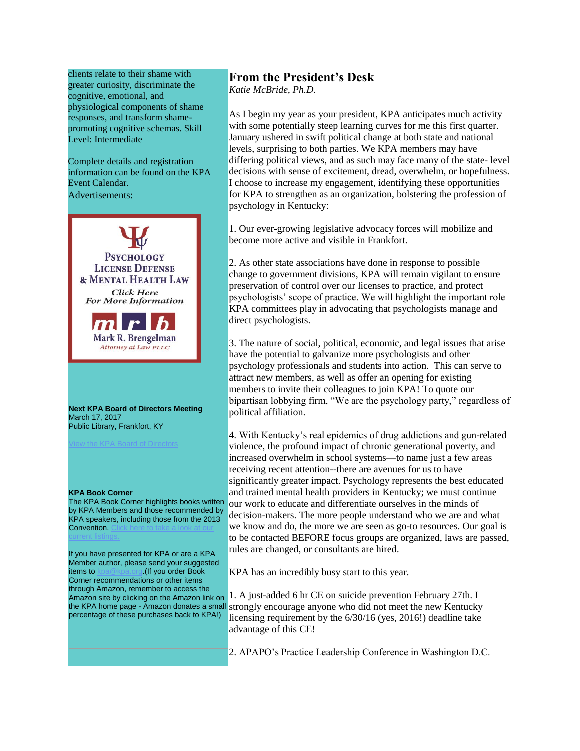clients relate to their shame with greater curiosity, discriminate the cognitive, emotional, and physiological components of shame responses, and transform shame-promoting cognitive schemas. Skill Level: Intermediate

Complete details and registration information can be found on the KPA Event Calendar.

Advertisements:

Psychology License Defense & Mental Health Law

*Click Here For More Information*

m r b

Mark R. Brengelman

*Attorney at Law PLLC*

**Next KPA Board of Directors Meeting**
March 17, 2017
Public Library, Frankfort, KY

View the KPA Board of Directors

**KPA Book Corner**
The KPA Book Corner highlights books written by KPA Members and those recommended by KPA speakers, including those from the 2013 Convention. Click here to take a look at our current listings.

If you have presented for KPA or are a KPA Member author, please send your suggested items to kpa@kpa.org.(If you order Book Corner recommendations or other items through Amazon, remember to access the Amazon site by clicking on the Amazon link on the KPA home page - Amazon donates a small percentage of these purchases back to KPA!)

## From the President's Desk

*Katie McBride, Ph.D.*

As I begin my year as your president, KPA anticipates much activity with some potentially steep learning curves for me this first quarter. January ushered in swift political change at both state and national levels, surprising to both parties. We KPA members may have differing political views, and as such may face many of the state- level decisions with sense of excitement, dread, overwhelm, or hopefulness. I choose to increase my engagement, identifying these opportunities for KPA to strengthen as an organization, bolstering the profession of psychology in Kentucky:

1. Our ever-growing legislative advocacy forces will mobilize and become more active and visible in Frankfort.

2. As other state associations have done in response to possible change to government divisions, KPA will remain vigilant to ensure preservation of control over our licenses to practice, and protect psychologists' scope of practice. We will highlight the important role KPA committees play in advocating that psychologists manage and direct psychologists.

3. The nature of social, political, economic, and legal issues that arise have the potential to galvanize more psychologists and other psychology professionals and students into action. This can serve to attract new members, as well as offer an opening for existing members to invite their colleagues to join KPA! To quote our bipartisan lobbying firm, "We are the psychology party," regardless of political affiliation.

4. With Kentucky's real epidemics of drug addictions and gun-related violence, the profound impact of chronic generational poverty, and increased overwhelm in school systems—to name just a few areas receiving recent attention--there are avenues for us to have significantly greater impact. Psychology represents the best educated and trained mental health providers in Kentucky; we must continue our work to educate and differentiate ourselves in the minds of decision-makers. The more people understand who we are and what we know and do, the more we are seen as go-to resources. Our goal is to be contacted BEFORE focus groups are organized, laws are passed, rules are changed, or consultants are hired.

KPA has an incredibly busy start to this year.

1. A just-added 6 hr CE on suicide prevention February 27th. I strongly encourage anyone who did not meet the new Kentucky licensing requirement by the 6/30/16 (yes, 2016!) deadline take advantage of this CE!

2. APAPO's Practice Leadership Conference in Washington D.C.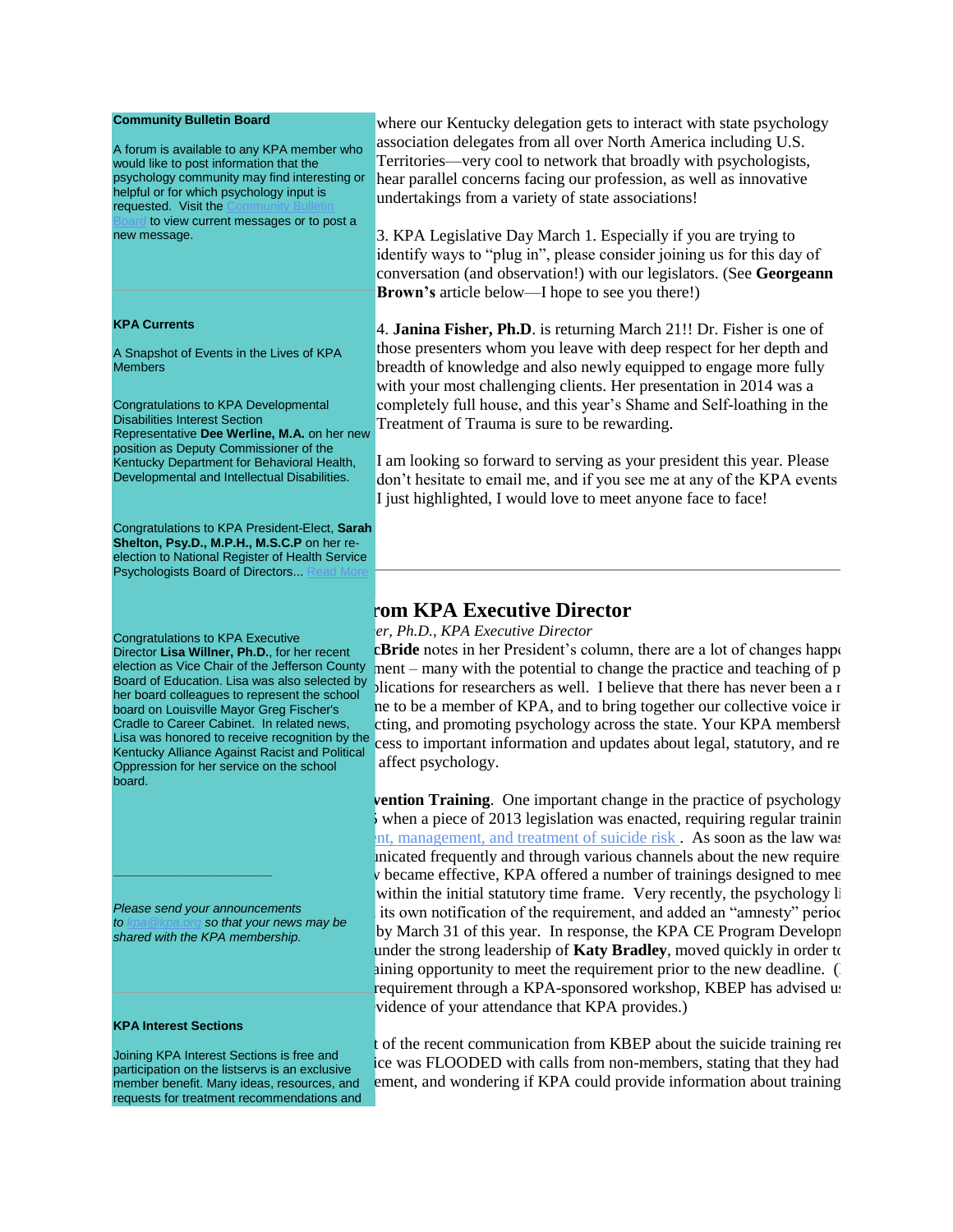**Community Bulletin Board**

A forum is available to any KPA member who would like to post information that the psychology community may find interesting or helpful or for which psychology input is requested. Visit the Community Bulletin Board to view current messages or to post a new message.

**KPA Currents**

A Snapshot of Events in the Lives of KPA Members

Congratulations to KPA Developmental Disabilities Interest Section Representative **Dee Werline, M.A.** on her new position as Deputy Commissioner of the Kentucky Department for Behavioral Health, Developmental and Intellectual Disabilities.

Congratulations to KPA President-Elect, **Sarah Shelton, Psy.D., M.P.H., M.S.C.P** on her re-election to National Register of Health Service Psychologists Board of Directors... Read More

Congratulations to KPA Executive Director **Lisa Willner, Ph.D.**, for her recent election as Vice Chair of the Jefferson County Board of Education. Lisa was also selected by her board colleagues to represent the school board on Louisville Mayor Greg Fischer's Cradle to Career Cabinet. In related news, Lisa was honored to receive recognition by the Kentucky Alliance Against Racist and Political Oppression for her service on the school board.

---

*Please send your announcements to kpa@kpa.org so that your news may be shared with the KPA membership.*

**KPA Interest Sections**

Joining KPA Interest Sections is free and participation on the listservs is an exclusive member benefit. Many ideas, resources, and requests for treatment recommendations and

where our Kentucky delegation gets to interact with state psychology association delegates from all over North America including U.S. Territories—very cool to network that broadly with psychologists, hear parallel concerns facing our profession, as well as innovative undertakings from a variety of state associations!

3. KPA Legislative Day March 1. Especially if you are trying to identify ways to "plug in", please consider joining us for this day of conversation (and observation!) with our legislators. (See **Georgeann Brown's** article below—I hope to see you there!)

4. **Janina Fisher, Ph.D**. is returning March 21!! Dr. Fisher is one of those presenters whom you leave with deep respect for her depth and breadth of knowledge and also newly equipped to engage more fully with your most challenging clients. Her presentation in 2014 was a completely full house, and this year's Shame and Self-loathing in the Treatment of Trauma is sure to be rewarding.

I am looking so forward to serving as your president this year. Please don't hesitate to email me, and if you see me at any of the KPA events I just highlighted, I would love to meet anyone face to face!

---

## rom KPA Executive Director

*er, Ph.D., KPA Executive Director*

**cBride** notes in her President's column, there are a lot of changes happe ment – many with the potential to change the practice and teaching of p plications for researchers as well. I believe that there has never been a r ne to be a member of KPA, and to bring together our collective voice ir cting, and promoting psychology across the state. Your KPA membersh cess to important information and updates about legal, statutory, and re affect psychology.

**vention Training**. One important change in the practice of psychology when a piece of 2013 legislation was enacted, requiring regular trainin nt, management, and treatment of suicide risk . As soon as the law was unicated frequently and through various channels about the new require v became effective, KPA offered a number of trainings designed to mee within the initial statutory time frame. Very recently, the psychology li its own notification of the requirement, and added an "amnesty" perioc by March 31 of this year. In response, the KPA CE Program Developm under the strong leadership of **Katy Bradley**, moved quickly in order to aining opportunity to meet the requirement prior to the new deadline. ( requirement through a KPA-sponsored workshop, KBEP has advised us vidence of your attendance that KPA provides.)

t of the recent communication from KBEP about the suicide training rec ice was FLOODED with calls from non-members, stating that they had ement, and wondering if KPA could provide information about training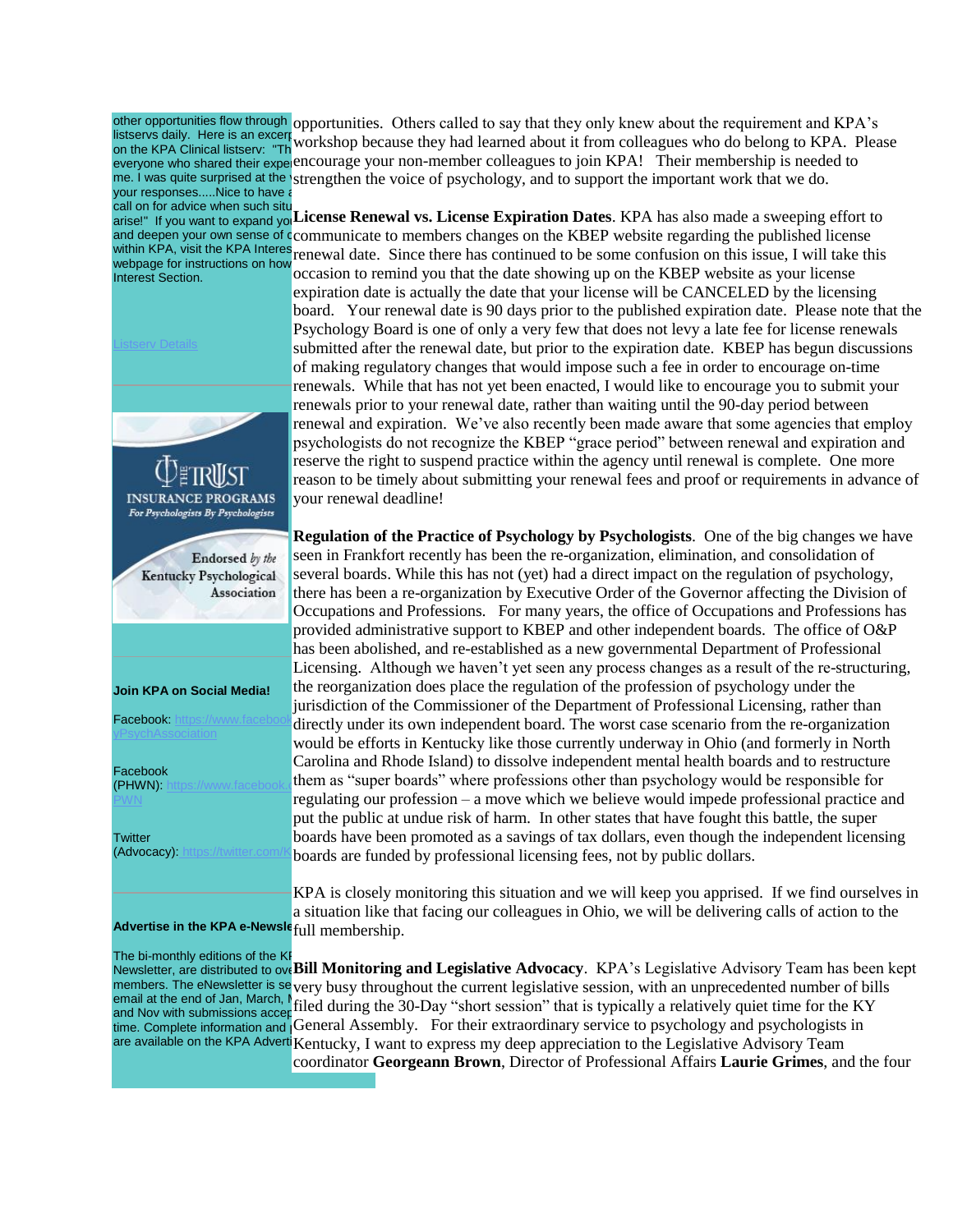other opportunities flow through listservs daily. Here is an excerpt on the KPA Clinical listserv: "Th everyone who shared their expe me. I was quite surprised at the your responses.....Nice to have a call on for advice when such situ arise!" If you want to expand yo and deepen your own sense of c within KPA, visit the KPA Interes webpage for instructions on how Interest Section.

Listserv Details

THE TRUST
INSURANCE PROGRAMS
*For Psychologists By Psychologists*

Endorsed *by the* Kentucky Psychological Association

**Join KPA on Social Media!**

Facebook: https://www.faceboo yPsychAssociation

Facebook (PHWN): https://www.facebook. PWN

Twitter (Advocacy): https://twitter.com/K

**Advertise in the KPA e-Newsle**

The bi-monthly editions of the KF Newsletter, are distributed to ove members. The eNewsletter is se email at the end of Jan, March, M and Nov with submissions accep time. Complete information and are available on the KPA Adverti

opportunities. Others called to say that they only knew about the requirement and KPA's workshop because they had learned about it from colleagues who do belong to KPA. Please encourage your non-member colleagues to join KPA! Their membership is needed to strengthen the voice of psychology, and to support the important work that we do.

**License Renewal vs. License Expiration Dates**. KPA has also made a sweeping effort to communicate to members changes on the KBEP website regarding the published license renewal date. Since there has continued to be some confusion on this issue, I will take this occasion to remind you that the date showing up on the KBEP website as your license expiration date is actually the date that your license will be CANCELED by the licensing board. Your renewal date is 90 days prior to the published expiration date. Please note that the Psychology Board is one of only a very few that does not levy a late fee for license renewals submitted after the renewal date, but prior to the expiration date. KBEP has begun discussions of making regulatory changes that would impose such a fee in order to encourage on-time renewals. While that has not yet been enacted, I would like to encourage you to submit your renewals prior to your renewal date, rather than waiting until the 90-day period between renewal and expiration. We've also recently been made aware that some agencies that employ psychologists do not recognize the KBEP "grace period" between renewal and expiration and reserve the right to suspend practice within the agency until renewal is complete. One more reason to be timely about submitting your renewal fees and proof or requirements in advance of your renewal deadline!

**Regulation of the Practice of Psychology by Psychologists**. One of the big changes we have seen in Frankfort recently has been the re-organization, elimination, and consolidation of several boards. While this has not (yet) had a direct impact on the regulation of psychology, there has been a re-organization by Executive Order of the Governor affecting the Division of Occupations and Professions. For many years, the office of Occupations and Professions has provided administrative support to KBEP and other independent boards. The office of O&P has been abolished, and re-established as a new governmental Department of Professional Licensing. Although we haven't yet seen any process changes as a result of the re-structuring, the reorganization does place the regulation of the profession of psychology under the jurisdiction of the Commissioner of the Department of Professional Licensing, rather than directly under its own independent board. The worst case scenario from the re-organization would be efforts in Kentucky like those currently underway in Ohio (and formerly in North Carolina and Rhode Island) to dissolve independent mental health boards and to restructure them as "super boards" where professions other than psychology would be responsible for regulating our profession – a move which we believe would impede professional practice and put the public at undue risk of harm. In other states that have fought this battle, the super boards have been promoted as a savings of tax dollars, even though the independent licensing boards are funded by professional licensing fees, not by public dollars.

KPA is closely monitoring this situation and we will keep you apprised. If we find ourselves in a situation like that facing our colleagues in Ohio, we will be delivering calls of action to the full membership.

**Bill Monitoring and Legislative Advocacy**. KPA's Legislative Advisory Team has been kept very busy throughout the current legislative session, with an unprecedented number of bills filed during the 30-Day "short session" that is typically a relatively quiet time for the KY General Assembly. For their extraordinary service to psychology and psychologists in Kentucky, I want to express my deep appreciation to the Legislative Advisory Team coordinator **Georgeann Brown**, Director of Professional Affairs **Laurie Grimes**, and the four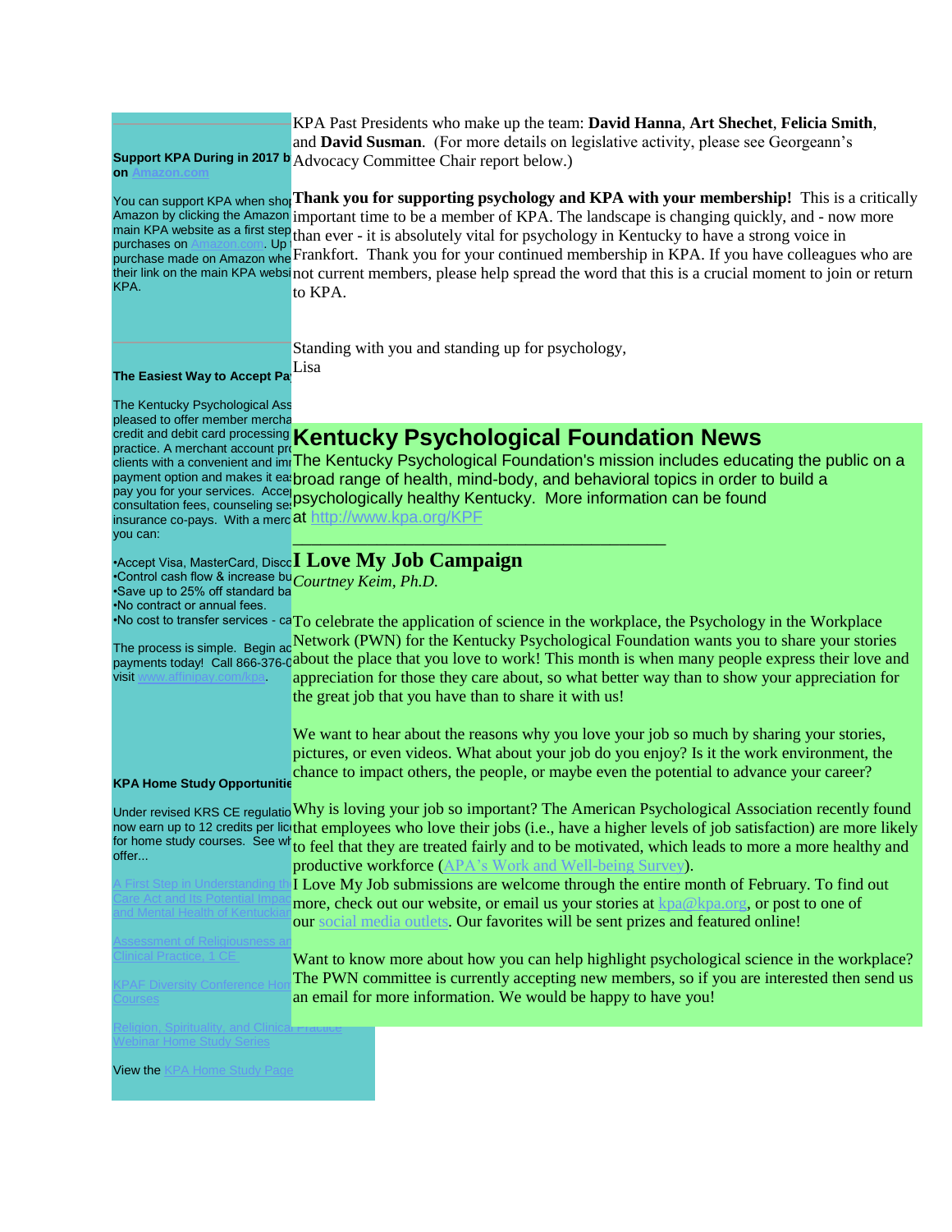KPA Past Presidents who make up the team: **David Hanna**, **Art Shechet**, **Felicia Smith**, and **David Susman**. (For more details on legislative activity, please see Georgeann's Advocacy Committee Chair report below.)

**Thank you for supporting psychology and KPA with your membership!** This is a critically important time to be a member of KPA. The landscape is changing quickly, and - now more than ever - it is absolutely vital for psychology in Kentucky to have a strong voice in Frankfort. Thank you for your continued membership in KPA. If you have colleagues who are not current members, please help spread the word that this is a crucial moment to join or return to KPA.

Standing with you and standing up for psychology,
Lisa

# Kentucky Psychological Foundation News

The Kentucky Psychological Foundation's mission includes educating the public on a broad range of health, mind-body, and behavioral topics in order to build a psychologically healthy Kentucky. More information can be found at http://www.kpa.org/KPF

---

## I Love My Job Campaign

*Courtney Keim, Ph.D.*

To celebrate the application of science in the workplace, the Psychology in the Workplace Network (PWN) for the Kentucky Psychological Foundation wants you to share your stories about the place that you love to work! This month is when many people express their love and appreciation for those they care about, so what better way than to show your appreciation for the great job that you have than to share it with us!

We want to hear about the reasons why you love your job so much by sharing your stories, pictures, or even videos. What about your job do you enjoy? Is it the work environment, the chance to impact others, the people, or maybe even the potential to advance your career?

Why is loving your job so important? The American Psychological Association recently found that employees who love their jobs (i.e., have a higher levels of job satisfaction) are more likely to feel that they are treated fairly and to be motivated, which leads to more a more healthy and productive workforce (APA's Work and Well-being Survey).

I Love My Job submissions are welcome through the entire month of February. To find out more, check out our website, or email us your stories at kpa@kpa.org, or post to one of our social media outlets. Our favorites will be sent prizes and featured online!

Want to know more about how you can help highlight psychological science in the workplace? The PWN committee is currently accepting new members, so if you are interested then send us an email for more information. We would be happy to have you!

---

**Support KPA During in 2017 b... on Amazon.com**

You can support KPA when sho... Amazon by clicking the Amazon... main KPA website as a first step... purchases on Amazon.com. Up t... purchase made on Amazon whe... their link on the main KPA websi... KPA.

**The Easiest Way to Accept Pa...**

The Kentucky Psychological Ass... pleased to offer member mercha... credit and debit card processing... practice. A merchant account pr... clients with a convenient and im... payment option and makes it eas... pay you for your services. Accep... consultation fees, counseling se... insurance co-pays. With a merc... you can:

- Accept Visa, MasterCard, Disc...
- Control cash flow & increase bu...
- Save up to 25% off standard ba...
- No contract or annual fees.
- No cost to transfer services - ca...

The process is simple. Begin ac... payments today! Call 866-376-0... visit www.affinipay.com/kpa.

**KPA Home Study Opportunitie...**

Under revised KRS CE regulatio... now earn up to 12 credits per lic... for home study courses. See wh... offer...

A First Step in Understanding th... Care Act and Its Potential Impac... and Mental Health of Kentuckian...

Assessment of Religiousness an... Clinical Practice, 1 CE

KPAF Diversity Conference Hom... Courses

Religion, Spirituality, and Clinical Practice Webinar Home Study Series

View the KPA Home Study Page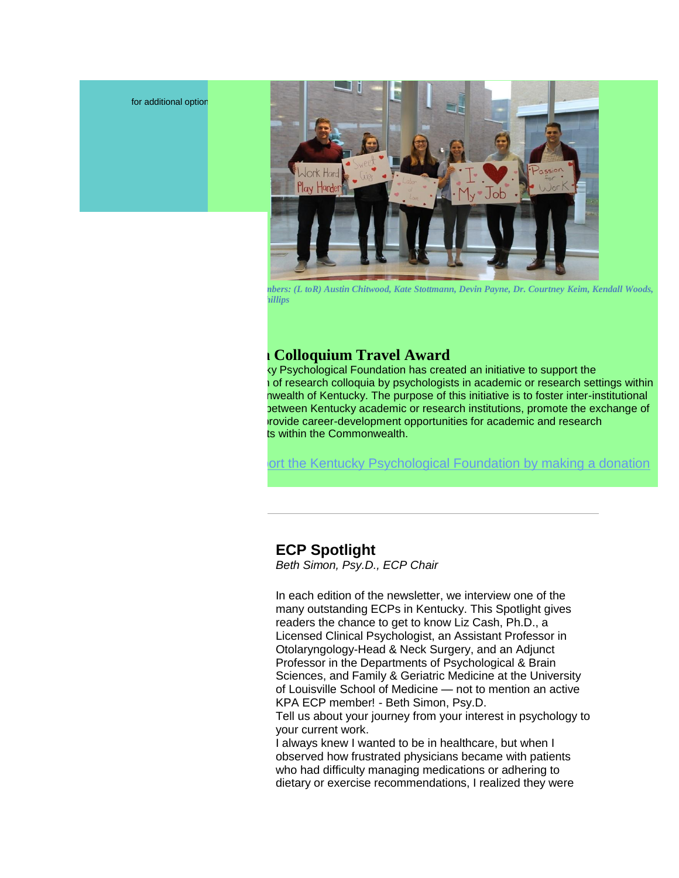for additional option

nbers: (L toR) Austin Chitwood, Kate Stottmann, Devin Payne, Dr. Courtney Keim, Kendall Woods, hillips

## ı Colloquium Travel Award

ky Psychological Foundation has created an initiative to support the ı of research colloquia by psychologists in academic or research settings within nwealth of Kentucky. The purpose of this initiative is to foster inter-institutional between Kentucky academic or research institutions, promote the exchange of provide career-development opportunities for academic and research ts within the Commonwealth.

ort the Kentucky Psychological Foundation by making a donation

---

## ECP Spotlight

*Beth Simon, Psy.D., ECP Chair*

In each edition of the newsletter, we interview one of the many outstanding ECPs in Kentucky. This Spotlight gives readers the chance to get to know Liz Cash, Ph.D., a Licensed Clinical Psychologist, an Assistant Professor in Otolaryngology-Head & Neck Surgery, and an Adjunct Professor in the Departments of Psychological & Brain Sciences, and Family & Geriatric Medicine at the University of Louisville School of Medicine — not to mention an active KPA ECP member! - Beth Simon, Psy.D.

Tell us about your journey from your interest in psychology to your current work.

I always knew I wanted to be in healthcare, but when I observed how frustrated physicians became with patients who had difficulty managing medications or adhering to dietary or exercise recommendations, I realized they were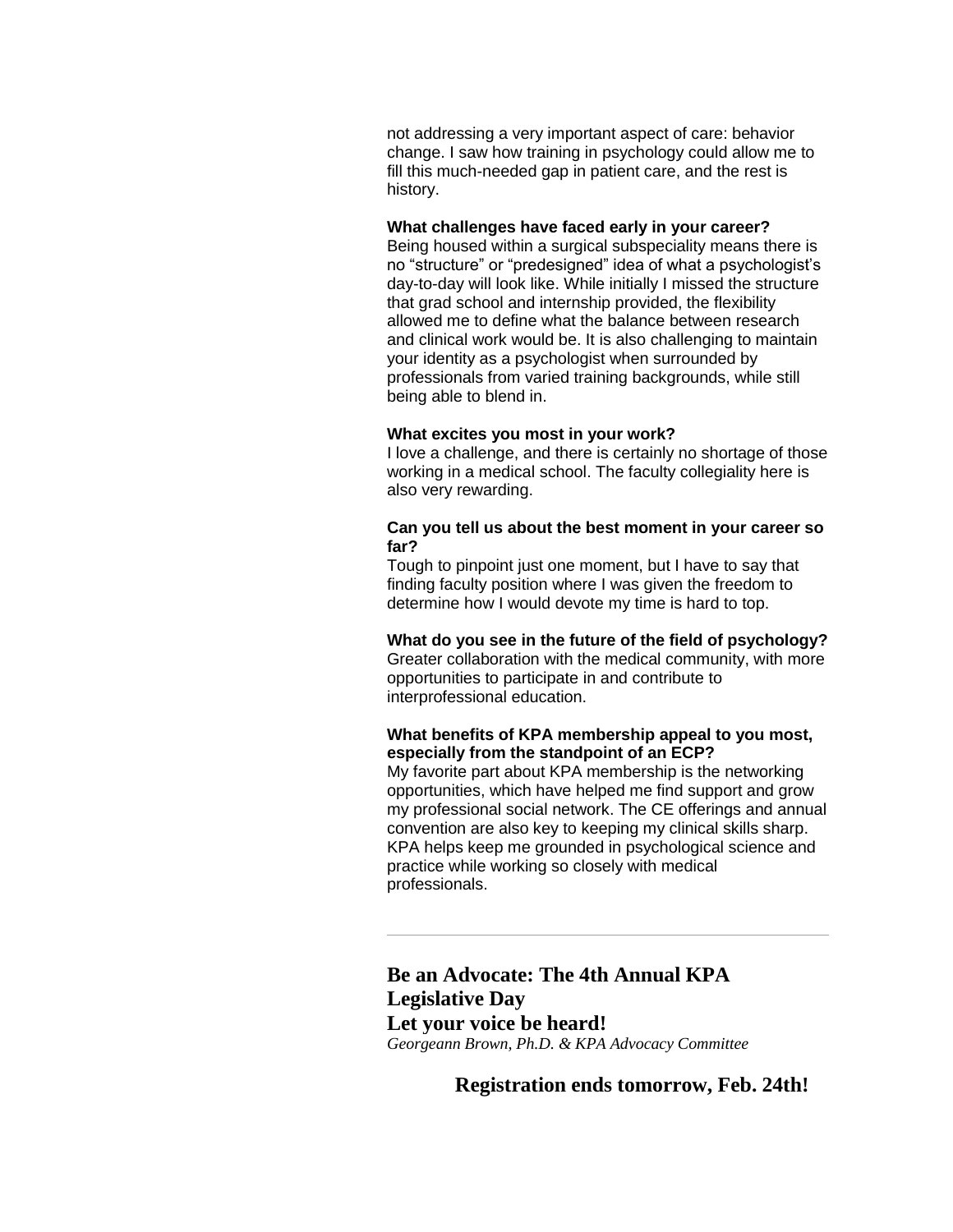not addressing a very important aspect of care: behavior change. I saw how training in psychology could allow me to fill this much-needed gap in patient care, and the rest is history.

**What challenges have faced early in your career?**
Being housed within a surgical subspeciality means there is no “structure” or “predesigned” idea of what a psychologist’s day-to-day will look like. While initially I missed the structure that grad school and internship provided, the flexibility allowed me to define what the balance between research and clinical work would be. It is also challenging to maintain your identity as a psychologist when surrounded by professionals from varied training backgrounds, while still being able to blend in.

**What excites you most in your work?**
I love a challenge, and there is certainly no shortage of those working in a medical school. The faculty collegiality here is also very rewarding.

**Can you tell us about the best moment in your career so far?**
Tough to pinpoint just one moment, but I have to say that finding faculty position where I was given the freedom to determine how I would devote my time is hard to top.

**What do you see in the future of the field of psychology?**
Greater collaboration with the medical community, with more opportunities to participate in and contribute to interprofessional education.

**What benefits of KPA membership appeal to you most, especially from the standpoint of an ECP?**
My favorite part about KPA membership is the networking opportunities, which have helped me find support and grow my professional social network. The CE offerings and annual convention are also key to keeping my clinical skills sharp. KPA helps keep me grounded in psychological science and practice while working so closely with medical professionals.

---

## Be an Advocate: The 4th Annual KPA Legislative Day

## Let your voice be heard!

*Georgeann Brown, Ph.D. & KPA Advocacy Committee*

**Registration ends tomorrow, Feb. 24th!**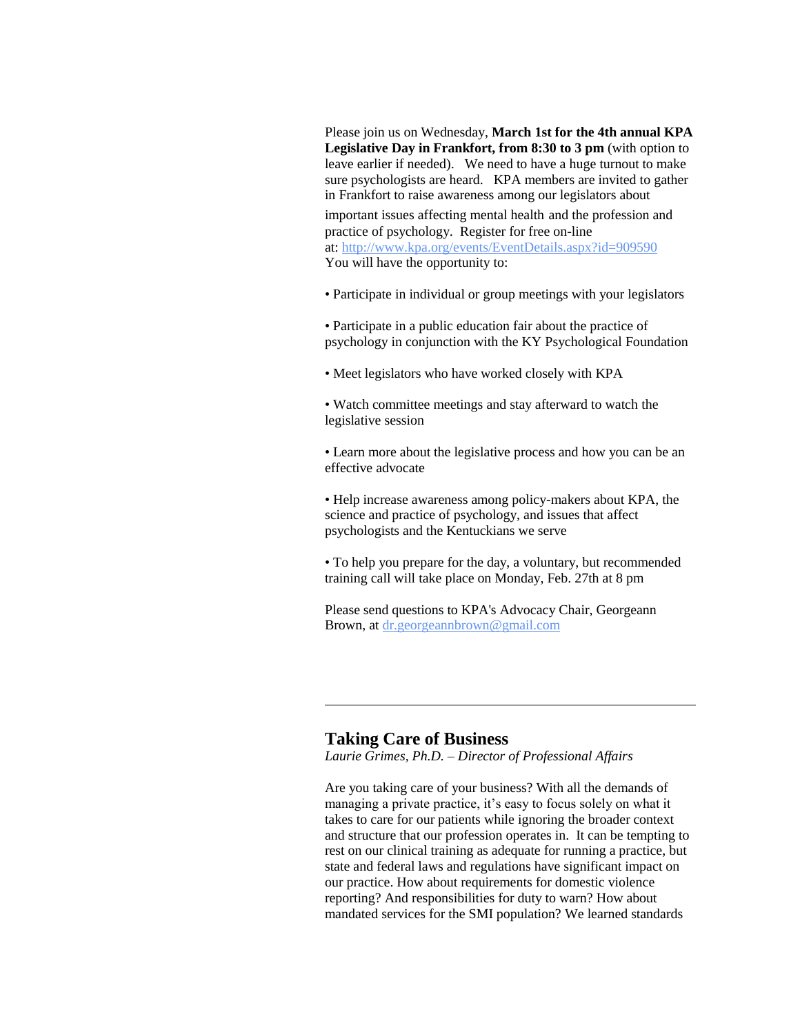Please join us on Wednesday, **March 1st for the 4th annual KPA Legislative Day in Frankfort, from 8:30 to 3 pm** (with option to leave earlier if needed). We need to have a huge turnout to make sure psychologists are heard. KPA members are invited to gather in Frankfort to raise awareness among our legislators about important issues affecting mental health and the profession and practice of psychology. Register for free on-line at: http://www.kpa.org/events/EventDetails.aspx?id=909590
You will have the opportunity to:

- Participate in individual or group meetings with your legislators
- Participate in a public education fair about the practice of psychology in conjunction with the KY Psychological Foundation
- Meet legislators who have worked closely with KPA
- Watch committee meetings and stay afterward to watch the legislative session
- Learn more about the legislative process and how you can be an effective advocate
- Help increase awareness among policy-makers about KPA, the science and practice of psychology, and issues that affect psychologists and the Kentuckians we serve
- To help you prepare for the day, a voluntary, but recommended training call will take place on Monday, Feb. 27th at 8 pm

Please send questions to KPA's Advocacy Chair, Georgeann Brown, at dr.georgeannbrown@gmail.com

---

## Taking Care of Business

*Laurie Grimes, Ph.D. – Director of Professional Affairs*

Are you taking care of your business? With all the demands of managing a private practice, it's easy to focus solely on what it takes to care for our patients while ignoring the broader context and structure that our profession operates in. It can be tempting to rest on our clinical training as adequate for running a practice, but state and federal laws and regulations have significant impact on our practice. How about requirements for domestic violence reporting? And responsibilities for duty to warn? How about mandated services for the SMI population? We learned standards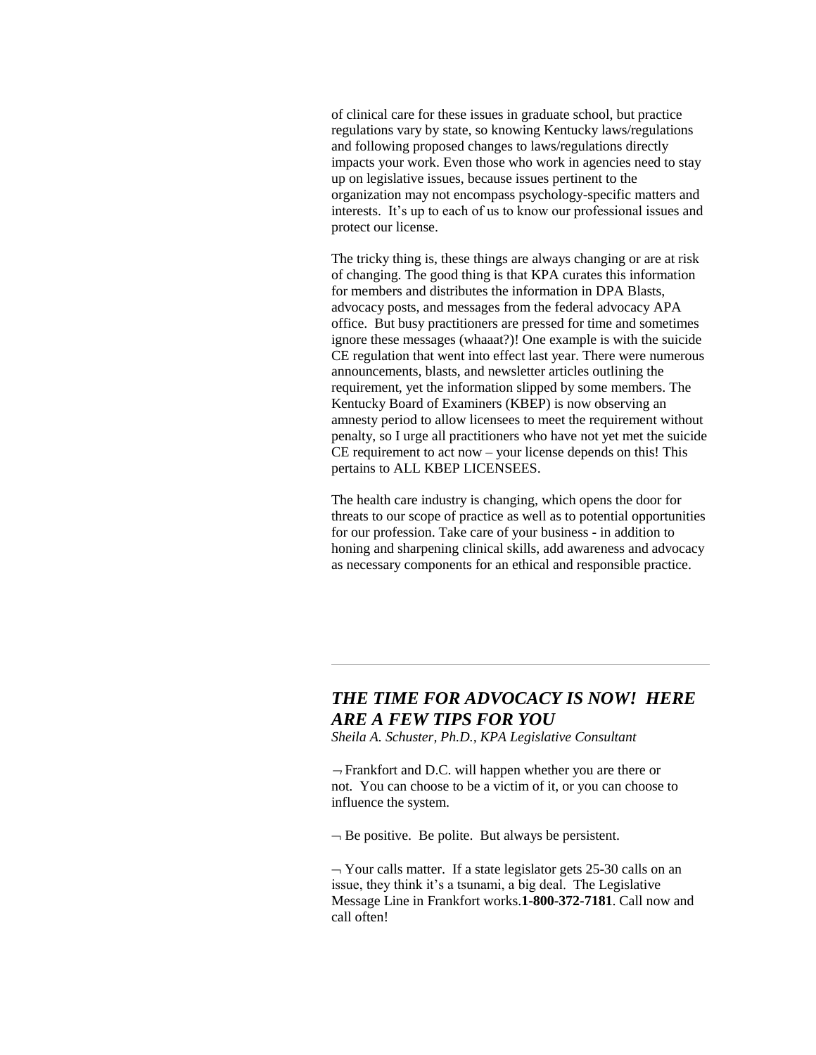of clinical care for these issues in graduate school, but practice regulations vary by state, so knowing Kentucky laws/regulations and following proposed changes to laws/regulations directly impacts your work. Even those who work in agencies need to stay up on legislative issues, because issues pertinent to the organization may not encompass psychology-specific matters and interests. It's up to each of us to know our professional issues and protect our license.

The tricky thing is, these things are always changing or are at risk of changing. The good thing is that KPA curates this information for members and distributes the information in DPA Blasts, advocacy posts, and messages from the federal advocacy APA office. But busy practitioners are pressed for time and sometimes ignore these messages (whaaat?)! One example is with the suicide CE regulation that went into effect last year. There were numerous announcements, blasts, and newsletter articles outlining the requirement, yet the information slipped by some members. The Kentucky Board of Examiners (KBEP) is now observing an amnesty period to allow licensees to meet the requirement without penalty, so I urge all practitioners who have not yet met the suicide CE requirement to act now – your license depends on this! This pertains to ALL KBEP LICENSEES.

The health care industry is changing, which opens the door for threats to our scope of practice as well as to potential opportunities for our profession. Take care of your business - in addition to honing and sharpening clinical skills, add awareness and advocacy as necessary components for an ethical and responsible practice.

---

## *THE TIME FOR ADVOCACY IS NOW! HERE ARE A FEW TIPS FOR YOU*

*Sheila A. Schuster, Ph.D., KPA Legislative Consultant*

¬ Frankfort and D.C. will happen whether you are there or not. You can choose to be a victim of it, or you can choose to influence the system.

¬ Be positive. Be polite. But always be persistent.

¬ Your calls matter. If a state legislator gets 25-30 calls on an issue, they think it's a tsunami, a big deal. The Legislative Message Line in Frankfort works.**1-800-372-7181**. Call now and call often!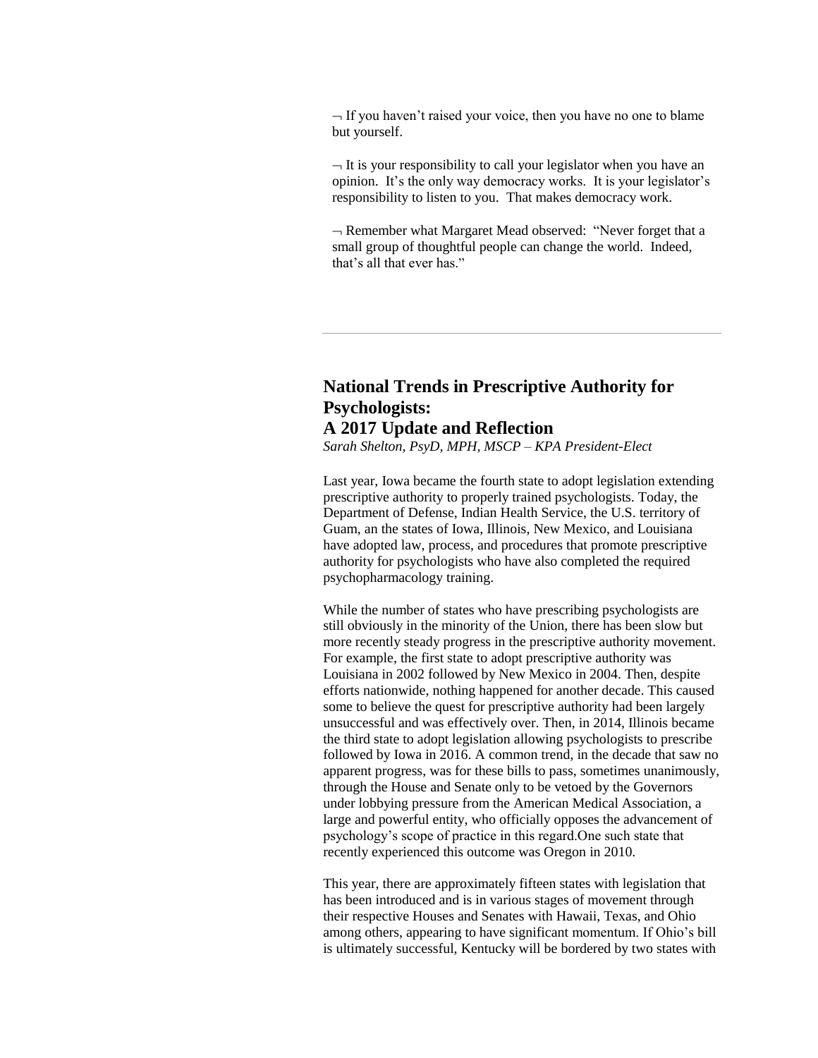¬ If you haven't raised your voice, then you have no one to blame but yourself.

¬ It is your responsibility to call your legislator when you have an opinion. It's the only way democracy works. It is your legislator's responsibility to listen to you. That makes democracy work.

¬ Remember what Margaret Mead observed: "Never forget that a small group of thoughtful people can change the world. Indeed, that's all that ever has."

---

## National Trends in Prescriptive Authority for Psychologists: A 2017 Update and Reflection

*Sarah Shelton, PsyD, MPH, MSCP – KPA President-Elect*

Last year, Iowa became the fourth state to adopt legislation extending prescriptive authority to properly trained psychologists. Today, the Department of Defense, Indian Health Service, the U.S. territory of Guam, an the states of Iowa, Illinois, New Mexico, and Louisiana have adopted law, process, and procedures that promote prescriptive authority for psychologists who have also completed the required psychopharmacology training.

While the number of states who have prescribing psychologists are still obviously in the minority of the Union, there has been slow but more recently steady progress in the prescriptive authority movement. For example, the first state to adopt prescriptive authority was Louisiana in 2002 followed by New Mexico in 2004. Then, despite efforts nationwide, nothing happened for another decade. This caused some to believe the quest for prescriptive authority had been largely unsuccessful and was effectively over. Then, in 2014, Illinois became the third state to adopt legislation allowing psychologists to prescribe followed by Iowa in 2016. A common trend, in the decade that saw no apparent progress, was for these bills to pass, sometimes unanimously, through the House and Senate only to be vetoed by the Governors under lobbying pressure from the American Medical Association, a large and powerful entity, who officially opposes the advancement of psychology's scope of practice in this regard.One such state that recently experienced this outcome was Oregon in 2010.

This year, there are approximately fifteen states with legislation that has been introduced and is in various stages of movement through their respective Houses and Senates with Hawaii, Texas, and Ohio among others, appearing to have significant momentum. If Ohio's bill is ultimately successful, Kentucky will be bordered by two states with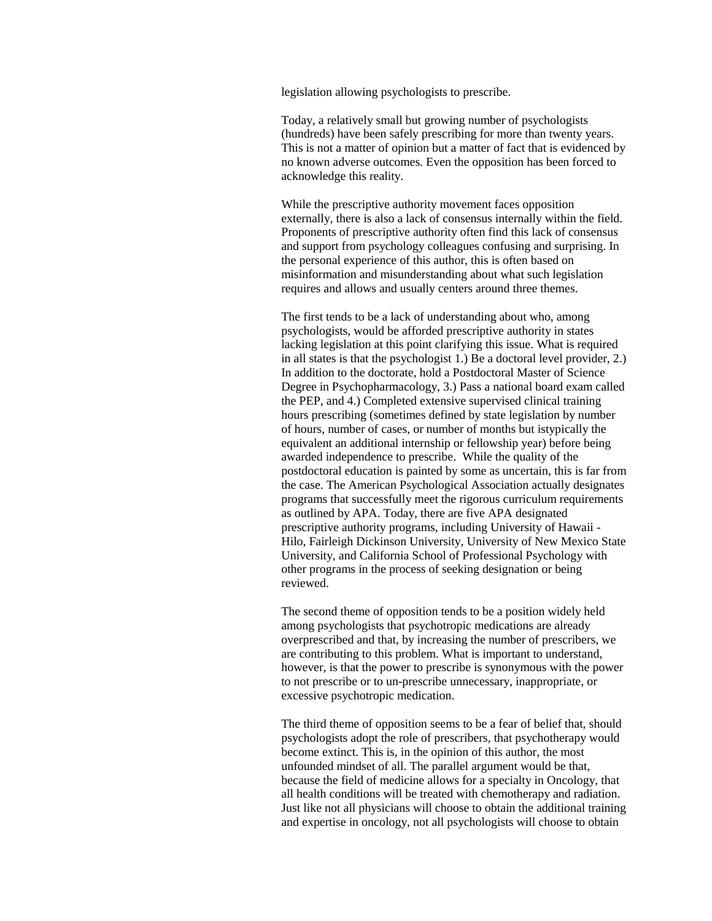legislation allowing psychologists to prescribe.

Today, a relatively small but growing number of psychologists (hundreds) have been safely prescribing for more than twenty years. This is not a matter of opinion but a matter of fact that is evidenced by no known adverse outcomes. Even the opposition has been forced to acknowledge this reality.

While the prescriptive authority movement faces opposition externally, there is also a lack of consensus internally within the field. Proponents of prescriptive authority often find this lack of consensus and support from psychology colleagues confusing and surprising. In the personal experience of this author, this is often based on misinformation and misunderstanding about what such legislation requires and allows and usually centers around three themes.

The first tends to be a lack of understanding about who, among psychologists, would be afforded prescriptive authority in states lacking legislation at this point clarifying this issue. What is required in all states is that the psychologist 1.) Be a doctoral level provider, 2.) In addition to the doctorate, hold a Postdoctoral Master of Science Degree in Psychopharmacology, 3.) Pass a national board exam called the PEP, and 4.) Completed extensive supervised clinical training hours prescribing (sometimes defined by state legislation by number of hours, number of cases, or number of months but istypically the equivalent an additional internship or fellowship year) before being awarded independence to prescribe. While the quality of the postdoctoral education is painted by some as uncertain, this is far from the case. The American Psychological Association actually designates programs that successfully meet the rigorous curriculum requirements as outlined by APA. Today, there are five APA designated prescriptive authority programs, including University of Hawaii - Hilo, Fairleigh Dickinson University, University of New Mexico State University, and California School of Professional Psychology with other programs in the process of seeking designation or being reviewed.

The second theme of opposition tends to be a position widely held among psychologists that psychotropic medications are already overprescribed and that, by increasing the number of prescribers, we are contributing to this problem. What is important to understand, however, is that the power to prescribe is synonymous with the power to not prescribe or to un-prescribe unnecessary, inappropriate, or excessive psychotropic medication.

The third theme of opposition seems to be a fear of belief that, should psychologists adopt the role of prescribers, that psychotherapy would become extinct. This is, in the opinion of this author, the most unfounded mindset of all. The parallel argument would be that, because the field of medicine allows for a specialty in Oncology, that all health conditions will be treated with chemotherapy and radiation. Just like not all physicians will choose to obtain the additional training and expertise in oncology, not all psychologists will choose to obtain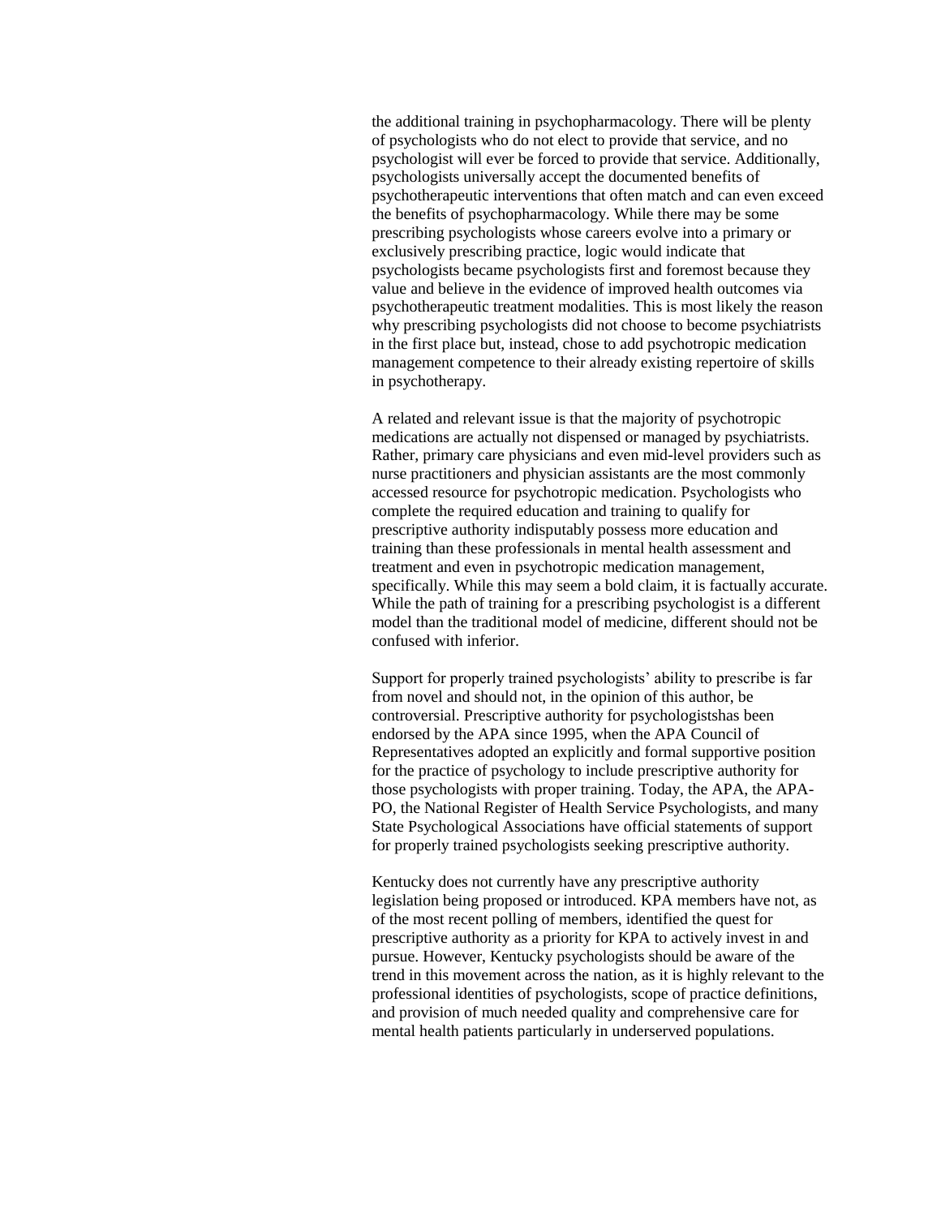the additional training in psychopharmacology. There will be plenty of psychologists who do not elect to provide that service, and no psychologist will ever be forced to provide that service. Additionally, psychologists universally accept the documented benefits of psychotherapeutic interventions that often match and can even exceed the benefits of psychopharmacology. While there may be some prescribing psychologists whose careers evolve into a primary or exclusively prescribing practice, logic would indicate that psychologists became psychologists first and foremost because they value and believe in the evidence of improved health outcomes via psychotherapeutic treatment modalities. This is most likely the reason why prescribing psychologists did not choose to become psychiatrists in the first place but, instead, chose to add psychotropic medication management competence to their already existing repertoire of skills in psychotherapy.

A related and relevant issue is that the majority of psychotropic medications are actually not dispensed or managed by psychiatrists. Rather, primary care physicians and even mid-level providers such as nurse practitioners and physician assistants are the most commonly accessed resource for psychotropic medication. Psychologists who complete the required education and training to qualify for prescriptive authority indisputably possess more education and training than these professionals in mental health assessment and treatment and even in psychotropic medication management, specifically. While this may seem a bold claim, it is factually accurate. While the path of training for a prescribing psychologist is a different model than the traditional model of medicine, different should not be confused with inferior.

Support for properly trained psychologists' ability to prescribe is far from novel and should not, in the opinion of this author, be controversial. Prescriptive authority for psychologistshas been endorsed by the APA since 1995, when the APA Council of Representatives adopted an explicitly and formal supportive position for the practice of psychology to include prescriptive authority for those psychologists with proper training. Today, the APA, the APA-PO, the National Register of Health Service Psychologists, and many State Psychological Associations have official statements of support for properly trained psychologists seeking prescriptive authority.

Kentucky does not currently have any prescriptive authority legislation being proposed or introduced. KPA members have not, as of the most recent polling of members, identified the quest for prescriptive authority as a priority for KPA to actively invest in and pursue. However, Kentucky psychologists should be aware of the trend in this movement across the nation, as it is highly relevant to the professional identities of psychologists, scope of practice definitions, and provision of much needed quality and comprehensive care for mental health patients particularly in underserved populations.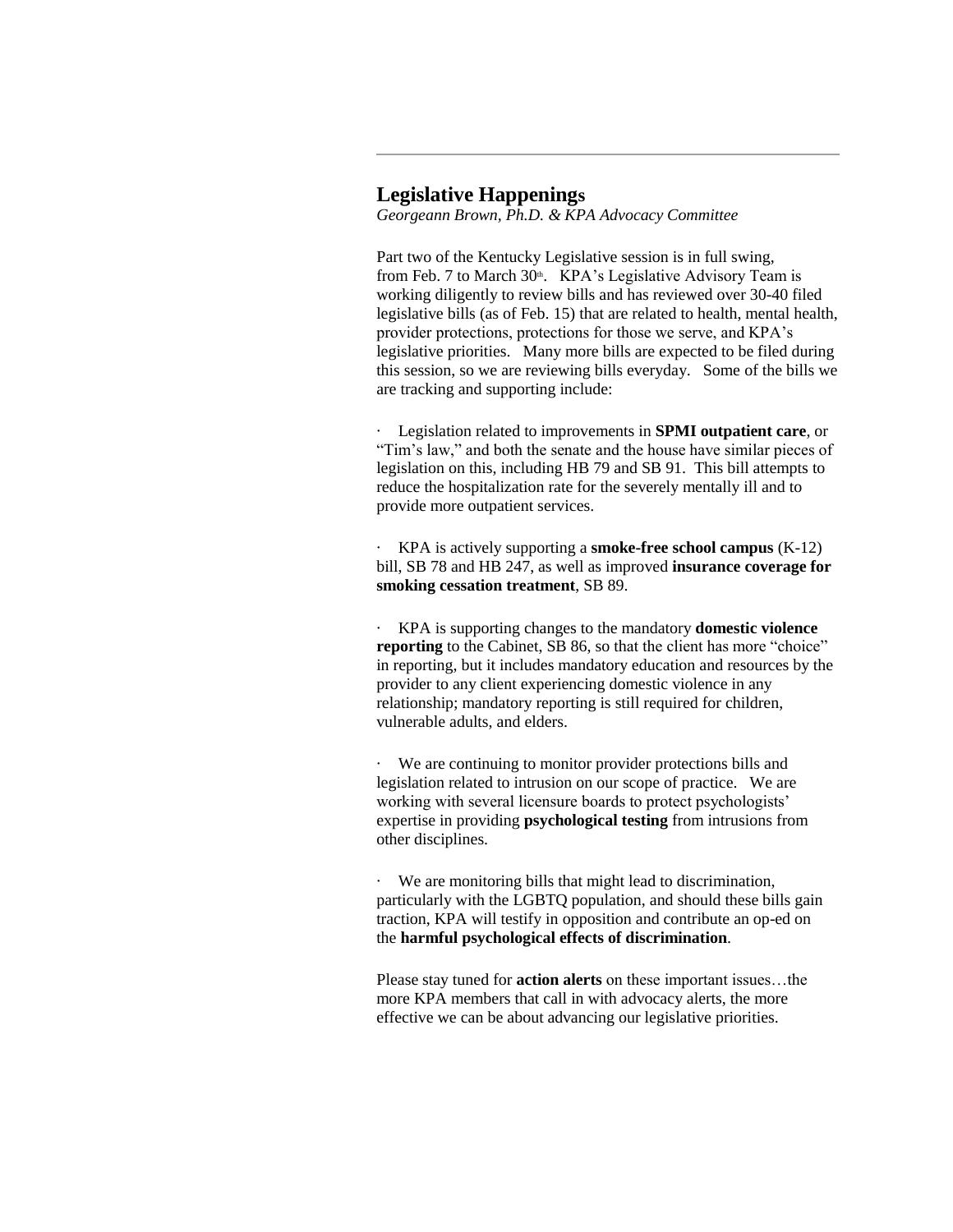## Legislative Happenings

*Georgeann Brown, Ph.D. & KPA Advocacy Committee*

Part two of the Kentucky Legislative session is in full swing, from Feb. 7 to March 30th. KPA's Legislative Advisory Team is working diligently to review bills and has reviewed over 30-40 filed legislative bills (as of Feb. 15) that are related to health, mental health, provider protections, protections for those we serve, and KPA's legislative priorities. Many more bills are expected to be filed during this session, so we are reviewing bills everyday. Some of the bills we are tracking and supporting include:

- Legislation related to improvements in **SPMI outpatient care**, or "Tim's law," and both the senate and the house have similar pieces of legislation on this, including HB 79 and SB 91. This bill attempts to reduce the hospitalization rate for the severely mentally ill and to provide more outpatient services.

- KPA is actively supporting a **smoke-free school campus** (K-12) bill, SB 78 and HB 247, as well as improved **insurance coverage for smoking cessation treatment**, SB 89.

- KPA is supporting changes to the mandatory **domestic violence reporting** to the Cabinet, SB 86, so that the client has more "choice" in reporting, but it includes mandatory education and resources by the provider to any client experiencing domestic violence in any relationship; mandatory reporting is still required for children, vulnerable adults, and elders.

- We are continuing to monitor provider protections bills and legislation related to intrusion on our scope of practice. We are working with several licensure boards to protect psychologists' expertise in providing **psychological testing** from intrusions from other disciplines.

- We are monitoring bills that might lead to discrimination, particularly with the LGBTQ population, and should these bills gain traction, KPA will testify in opposition and contribute an op-ed on the **harmful psychological effects of discrimination**.

Please stay tuned for **action alerts** on these important issues…the more KPA members that call in with advocacy alerts, the more effective we can be about advancing our legislative priorities.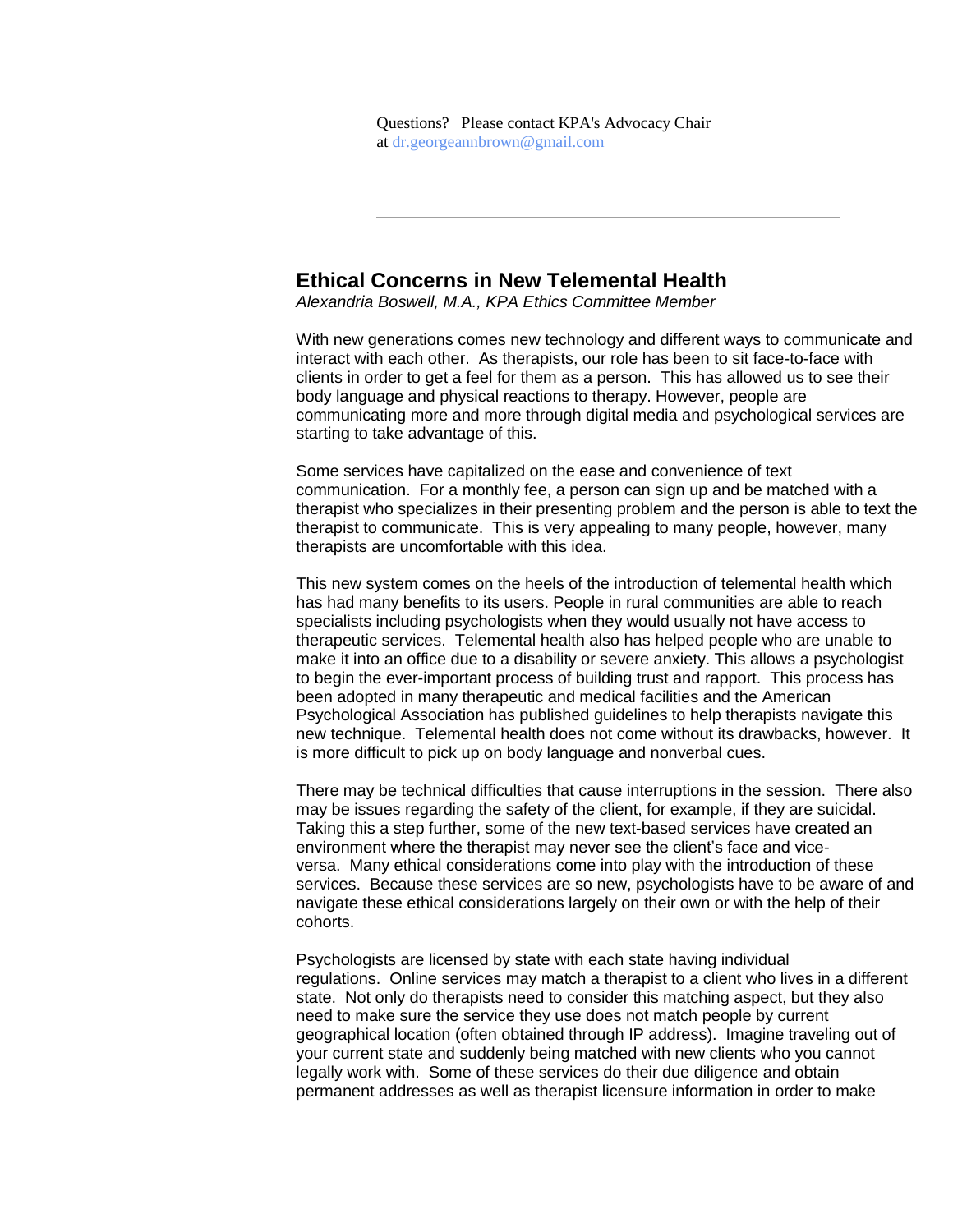Questions? Please contact KPA's Advocacy Chair at [dr.georgeannbrown@gmail.com](mailto:dr.georgeannbrown@gmail.com)

---

## Ethical Concerns in New Telemental Health

*Alexandria Boswell, M.A., KPA Ethics Committee Member*

With new generations comes new technology and different ways to communicate and interact with each other. As therapists, our role has been to sit face-to-face with clients in order to get a feel for them as a person. This has allowed us to see their body language and physical reactions to therapy. However, people are communicating more and more through digital media and psychological services are starting to take advantage of this.

Some services have capitalized on the ease and convenience of text communication. For a monthly fee, a person can sign up and be matched with a therapist who specializes in their presenting problem and the person is able to text the therapist to communicate. This is very appealing to many people, however, many therapists are uncomfortable with this idea.

This new system comes on the heels of the introduction of telemental health which has had many benefits to its users. People in rural communities are able to reach specialists including psychologists when they would usually not have access to therapeutic services. Telemental health also has helped people who are unable to make it into an office due to a disability or severe anxiety. This allows a psychologist to begin the ever-important process of building trust and rapport. This process has been adopted in many therapeutic and medical facilities and the American Psychological Association has published guidelines to help therapists navigate this new technique. Telemental health does not come without its drawbacks, however. It is more difficult to pick up on body language and nonverbal cues.

There may be technical difficulties that cause interruptions in the session. There also may be issues regarding the safety of the client, for example, if they are suicidal. Taking this a step further, some of the new text-based services have created an environment where the therapist may never see the client's face and vice-versa. Many ethical considerations come into play with the introduction of these services. Because these services are so new, psychologists have to be aware of and navigate these ethical considerations largely on their own or with the help of their cohorts.

Psychologists are licensed by state with each state having individual regulations. Online services may match a therapist to a client who lives in a different state. Not only do therapists need to consider this matching aspect, but they also need to make sure the service they use does not match people by current geographical location (often obtained through IP address). Imagine traveling out of your current state and suddenly being matched with new clients who you cannot legally work with. Some of these services do their due diligence and obtain permanent addresses as well as therapist licensure information in order to make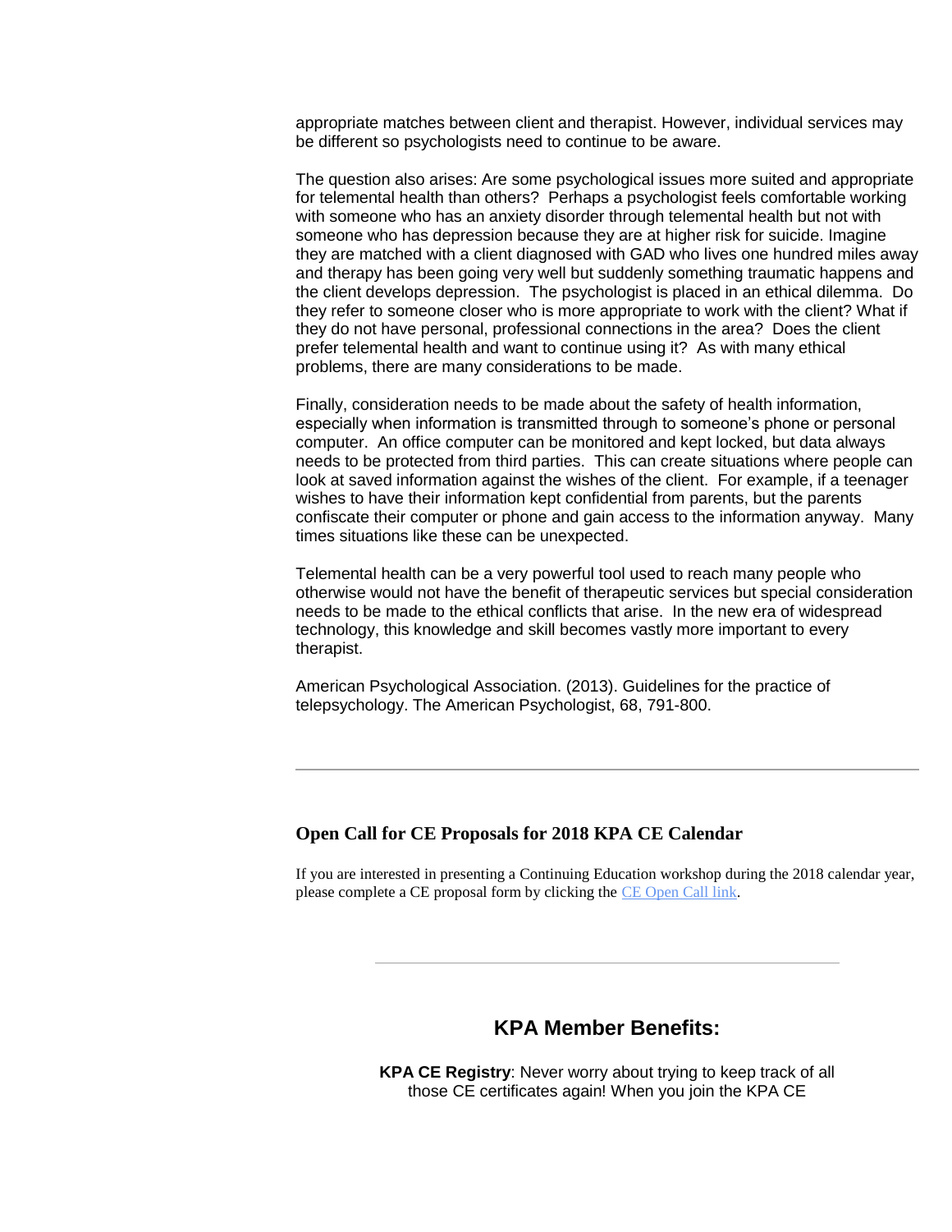appropriate matches between client and therapist. However, individual services may be different so psychologists need to continue to be aware.

The question also arises: Are some psychological issues more suited and appropriate for telemental health than others? Perhaps a psychologist feels comfortable working with someone who has an anxiety disorder through telemental health but not with someone who has depression because they are at higher risk for suicide. Imagine they are matched with a client diagnosed with GAD who lives one hundred miles away and therapy has been going very well but suddenly something traumatic happens and the client develops depression. The psychologist is placed in an ethical dilemma. Do they refer to someone closer who is more appropriate to work with the client? What if they do not have personal, professional connections in the area? Does the client prefer telemental health and want to continue using it? As with many ethical problems, there are many considerations to be made.

Finally, consideration needs to be made about the safety of health information, especially when information is transmitted through to someone's phone or personal computer. An office computer can be monitored and kept locked, but data always needs to be protected from third parties. This can create situations where people can look at saved information against the wishes of the client. For example, if a teenager wishes to have their information kept confidential from parents, but the parents confiscate their computer or phone and gain access to the information anyway. Many times situations like these can be unexpected.

Telemental health can be a very powerful tool used to reach many people who otherwise would not have the benefit of therapeutic services but special consideration needs to be made to the ethical conflicts that arise. In the new era of widespread technology, this knowledge and skill becomes vastly more important to every therapist.

American Psychological Association. (2013). Guidelines for the practice of telepsychology. The American Psychologist, 68, 791-800.

---

### Open Call for CE Proposals for 2018 KPA CE Calendar

If you are interested in presenting a Continuing Education workshop during the 2018 calendar year, please complete a CE proposal form by clicking the CE Open Call link.

---

## KPA Member Benefits:

**KPA CE Registry**: Never worry about trying to keep track of all those CE certificates again! When you join the KPA CE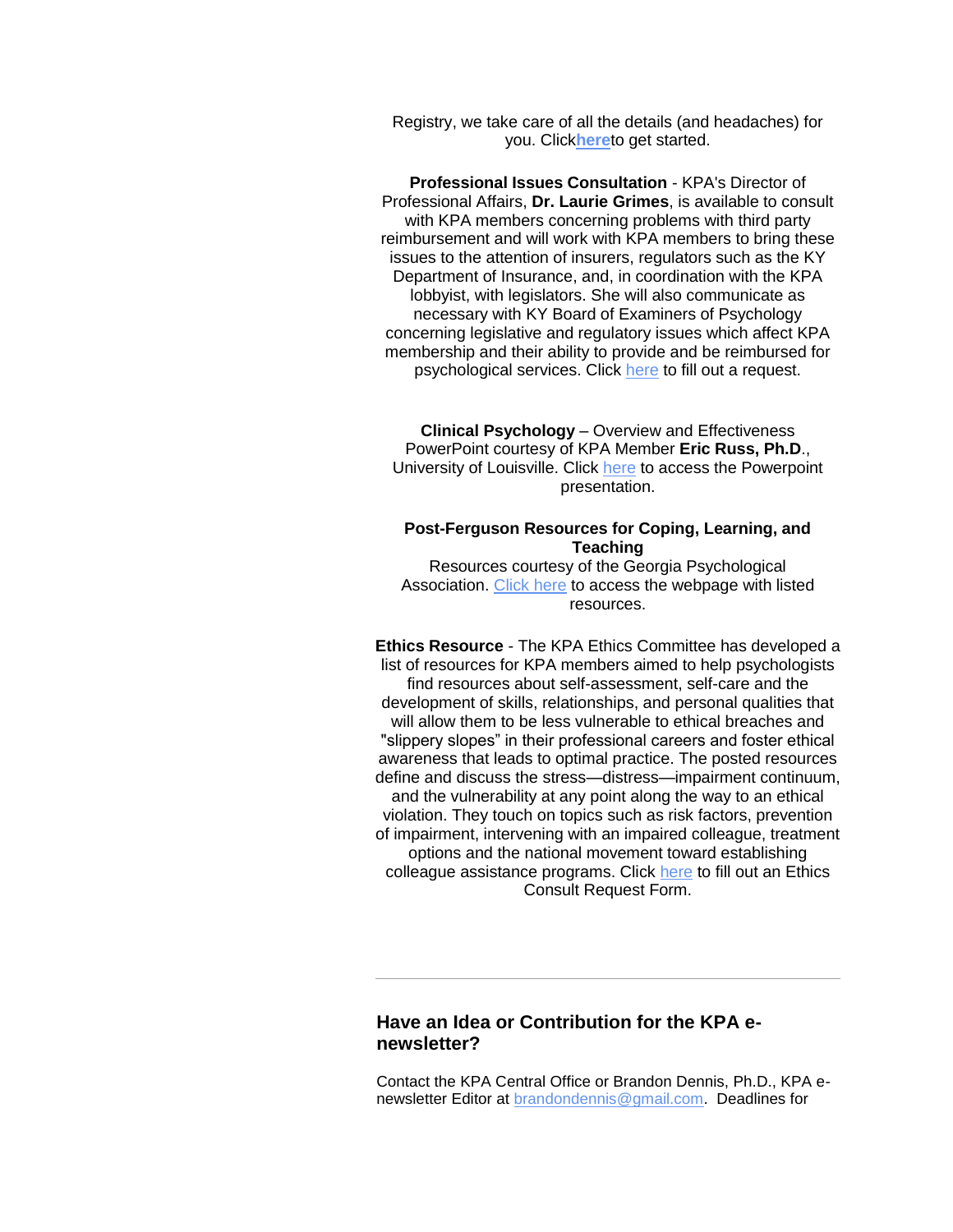Registry, we take care of all the details (and headaches) for you. Click**here**to get started.

**Professional Issues Consultation** - KPA's Director of Professional Affairs, **Dr. Laurie Grimes**, is available to consult with KPA members concerning problems with third party reimbursement and will work with KPA members to bring these issues to the attention of insurers, regulators such as the KY Department of Insurance, and, in coordination with the KPA lobbyist, with legislators. She will also communicate as necessary with KY Board of Examiners of Psychology concerning legislative and regulatory issues which affect KPA membership and their ability to provide and be reimbursed for psychological services. Click here to fill out a request.

**Clinical Psychology** – Overview and Effectiveness PowerPoint courtesy of KPA Member **Eric Russ, Ph.D**., University of Louisville. Click here to access the Powerpoint presentation.

**Post-Ferguson Resources for Coping, Learning, and Teaching**
Resources courtesy of the Georgia Psychological Association. Click here to access the webpage with listed resources.

**Ethics Resource** - The KPA Ethics Committee has developed a list of resources for KPA members aimed to help psychologists find resources about self-assessment, self-care and the development of skills, relationships, and personal qualities that will allow them to be less vulnerable to ethical breaches and "slippery slopes" in their professional careers and foster ethical awareness that leads to optimal practice. The posted resources define and discuss the stress—distress—impairment continuum, and the vulnerability at any point along the way to an ethical violation. They touch on topics such as risk factors, prevention of impairment, intervening with an impaired colleague, treatment options and the national movement toward establishing colleague assistance programs. Click here to fill out an Ethics Consult Request Form.

---

### Have an Idea or Contribution for the KPA e-newsletter?

Contact the KPA Central Office or Brandon Dennis, Ph.D., KPA e-newsletter Editor at brandondennis@gmail.com. Deadlines for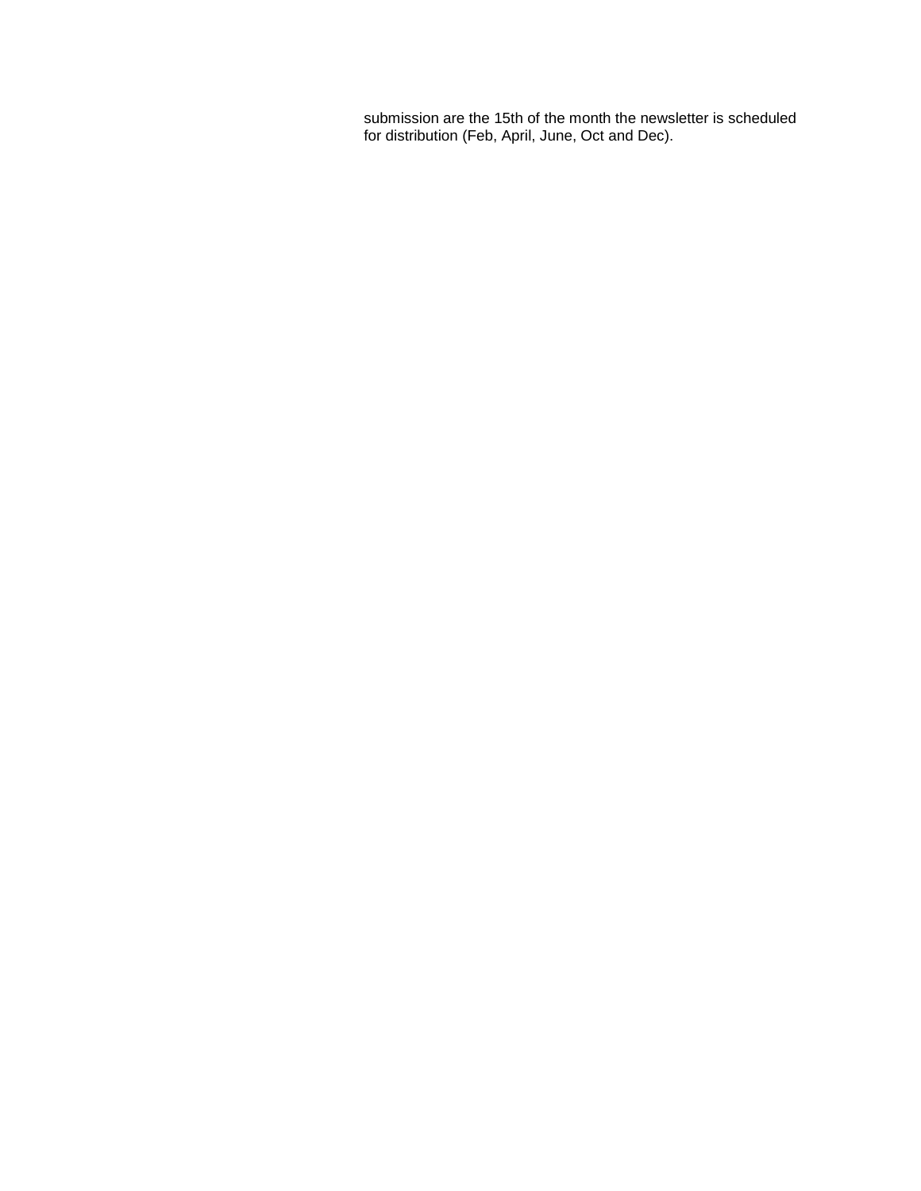submission are the 15th of the month the newsletter is scheduled for distribution (Feb, April, June, Oct and Dec).